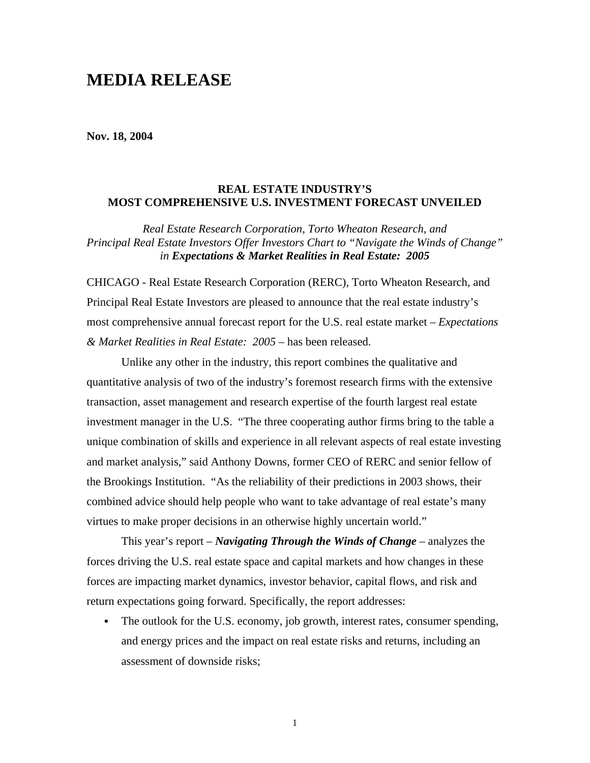# MEDIA RELEASE

**Nov. 18, 2004**

**REAL ESTATE INDUSTRY'S**
**MOST COMPREHENSIVE U.S. INVESTMENT FORECAST UNVEILED**

*Real Estate Research Corporation, Torto Wheaton Research, and Principal Real Estate Investors Offer Investors Chart to "Navigate the Winds of Change" in* ***Expectations & Market Realities in Real Estate: 2005***

CHICAGO - Real Estate Research Corporation (RERC), Torto Wheaton Research, and Principal Real Estate Investors are pleased to announce that the real estate industry's most comprehensive annual forecast report for the U.S. real estate market – *Expectations & Market Realities in Real Estate: 2005* – has been released.

Unlike any other in the industry, this report combines the qualitative and quantitative analysis of two of the industry's foremost research firms with the extensive transaction, asset management and research expertise of the fourth largest real estate investment manager in the U.S. "The three cooperating author firms bring to the table a unique combination of skills and experience in all relevant aspects of real estate investing and market analysis," said Anthony Downs, former CEO of RERC and senior fellow of the Brookings Institution. "As the reliability of their predictions in 2003 shows, their combined advice should help people who want to take advantage of real estate's many virtues to make proper decisions in an otherwise highly uncertain world."

This year's report – ***Navigating Through the Winds of Change*** – analyzes the forces driving the U.S. real estate space and capital markets and how changes in these forces are impacting market dynamics, investor behavior, capital flows, and risk and return expectations going forward. Specifically, the report addresses:

- The outlook for the U.S. economy, job growth, interest rates, consumer spending, and energy prices and the impact on real estate risks and returns, including an assessment of downside risks;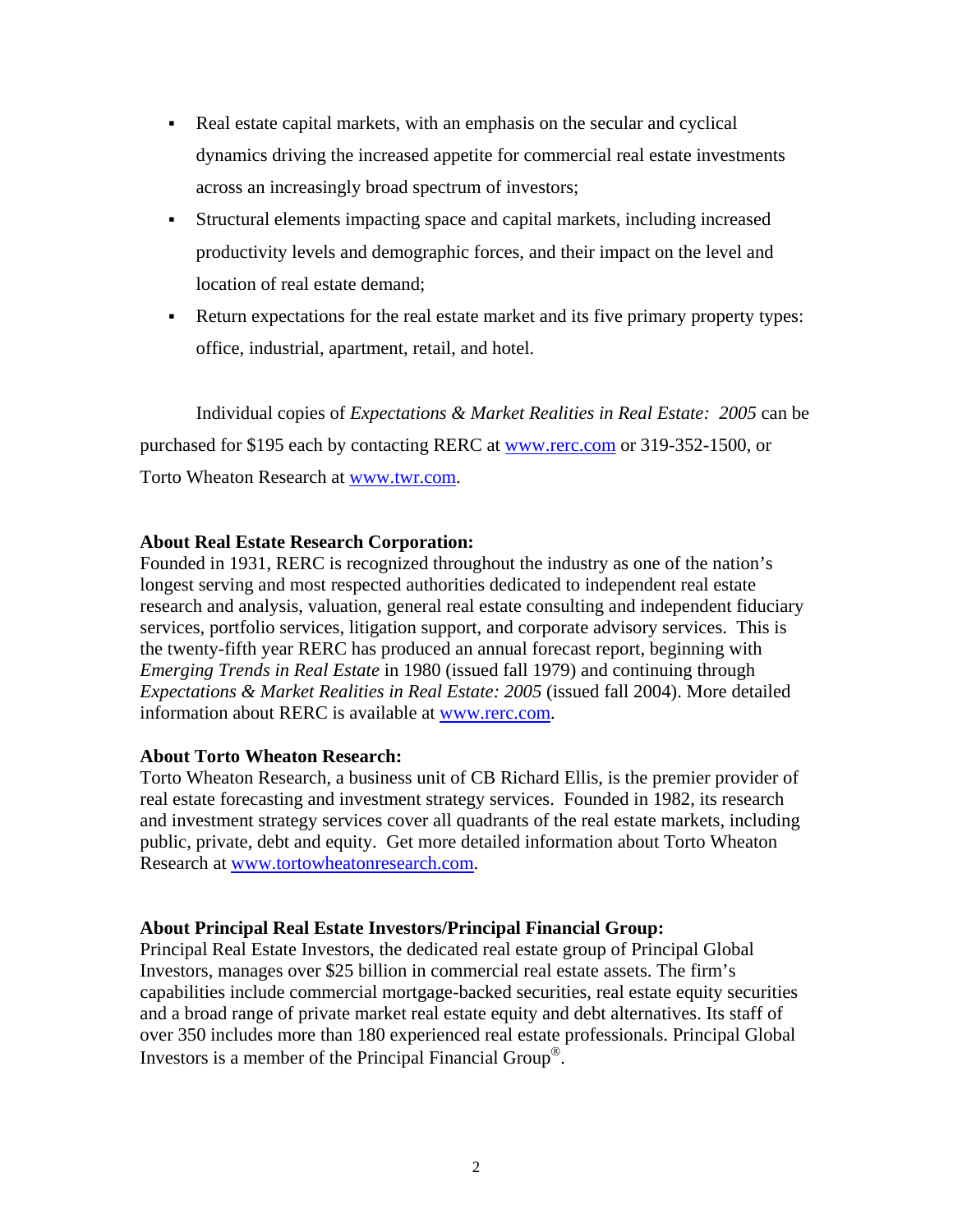- Real estate capital markets, with an emphasis on the secular and cyclical dynamics driving the increased appetite for commercial real estate investments across an increasingly broad spectrum of investors;
- Structural elements impacting space and capital markets, including increased productivity levels and demographic forces, and their impact on the level and location of real estate demand;
- Return expectations for the real estate market and its five primary property types: office, industrial, apartment, retail, and hotel.

Individual copies of *Expectations & Market Realities in Real Estate: 2005* can be purchased for $195 each by contacting RERC at www.rerc.com or 319-352-1500, or Torto Wheaton Research at www.twr.com.

**About Real Estate Research Corporation:**
Founded in 1931, RERC is recognized throughout the industry as one of the nation's longest serving and most respected authorities dedicated to independent real estate research and analysis, valuation, general real estate consulting and independent fiduciary services, portfolio services, litigation support, and corporate advisory services. This is the twenty-fifth year RERC has produced an annual forecast report, beginning with *Emerging Trends in Real Estate* in 1980 (issued fall 1979) and continuing through *Expectations & Market Realities in Real Estate: 2005* (issued fall 2004). More detailed information about RERC is available at www.rerc.com.

**About Torto Wheaton Research:**
Torto Wheaton Research, a business unit of CB Richard Ellis, is the premier provider of real estate forecasting and investment strategy services. Founded in 1982, its research and investment strategy services cover all quadrants of the real estate markets, including public, private, debt and equity. Get more detailed information about Torto Wheaton Research at www.tortowheatonresearch.com.

**About Principal Real Estate Investors/Principal Financial Group:**
Principal Real Estate Investors, the dedicated real estate group of Principal Global Investors, manages over $25 billion in commercial real estate assets. The firm's capabilities include commercial mortgage-backed securities, real estate equity securities and a broad range of private market real estate equity and debt alternatives. Its staff of over 350 includes more than 180 experienced real estate professionals. Principal Global Investors is a member of the Principal Financial Group®.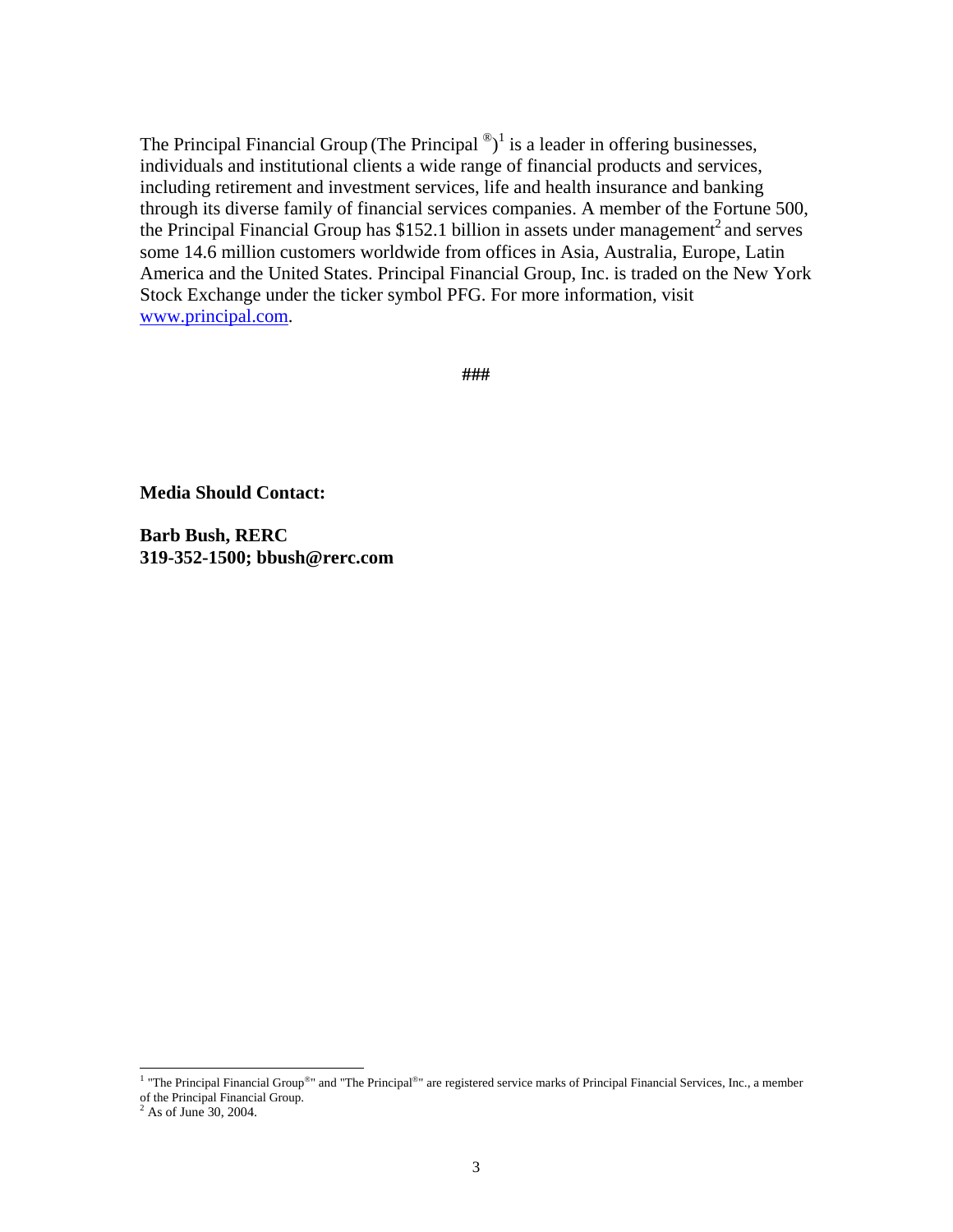The Principal Financial Group (The Principal ®)[1] is a leader in offering businesses, individuals and institutional clients a wide range of financial products and services, including retirement and investment services, life and health insurance and banking through its diverse family of financial services companies. A member of the Fortune 500, the Principal Financial Group has $152.1 billion in assets under management[2] and serves some 14.6 million customers worldwide from offices in Asia, Australia, Europe, Latin America and the United States. Principal Financial Group, Inc. is traded on the New York Stock Exchange under the ticker symbol PFG. For more information, visit www.principal.com.

###

**Media Should Contact:**

**Barb Bush, RERC**
**319-352-1500; bbush@rerc.com**

---

[1] "The Principal Financial Group®" and "The Principal®" are registered service marks of Principal Financial Services, Inc., a member of the Principal Financial Group.

[2] As of June 30, 2004.